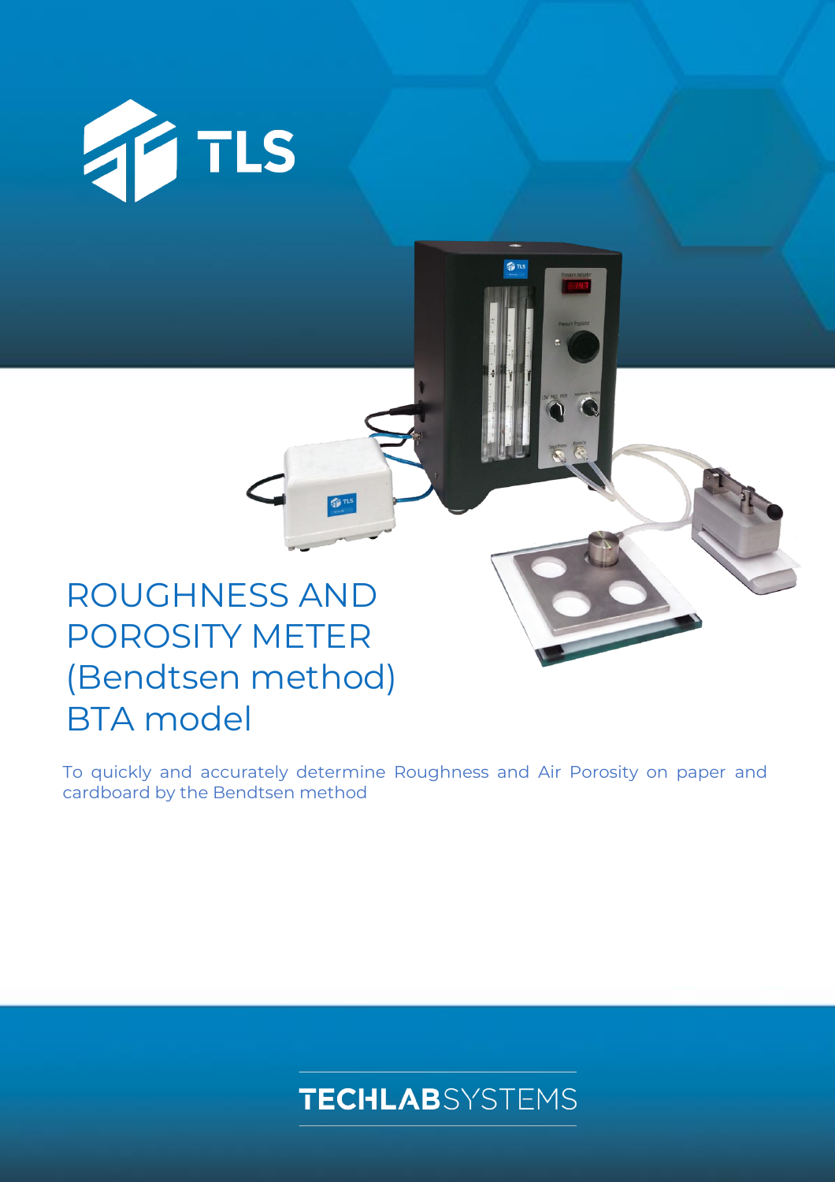TLS

# ROUGHNESS AND POROSITY METER (Bendtsen method) BTA model

To quickly and accurately determine Roughness and Air Porosity on paper and cardboard by the Bendtsen method

TECHLABSYSTEMS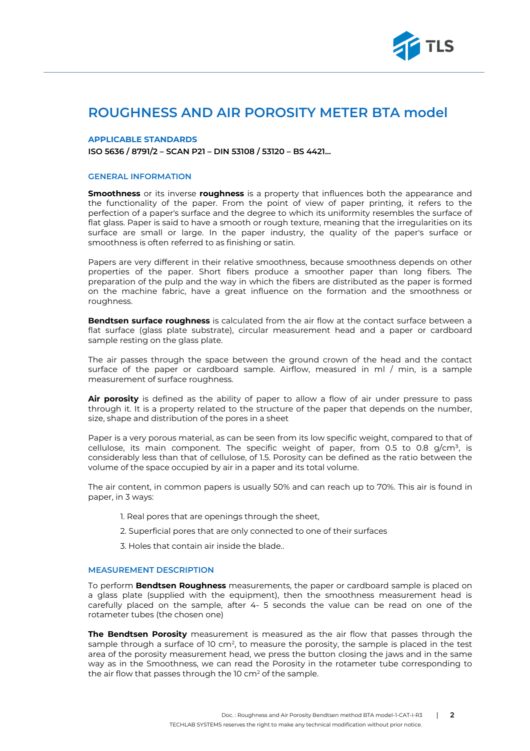# ROUGHNESS AND AIR POROSITY METER BTA model

## APPLICABLE STANDARDS

**ISO 5636 / 8791/2 – SCAN P21 – DIN 53108 / 53120 – BS 4421…**

## GENERAL INFORMATION

**Smoothness** or its inverse **roughness** is a property that influences both the appearance and the functionality of the paper. From the point of view of paper printing, it refers to the perfection of a paper's surface and the degree to which its uniformity resembles the surface of flat glass. Paper is said to have a smooth or rough texture, meaning that the irregularities on its surface are small or large. In the paper industry, the quality of the paper's surface or smoothness is often referred to as finishing or satin.

Papers are very different in their relative smoothness, because smoothness depends on other properties of the paper. Short fibers produce a smoother paper than long fibers. The preparation of the pulp and the way in which the fibers are distributed as the paper is formed on the machine fabric, have a great influence on the formation and the smoothness or roughness.

**Bendtsen surface roughness** is calculated from the air flow at the contact surface between a flat surface (glass plate substrate), circular measurement head and a paper or cardboard sample resting on the glass plate.

The air passes through the space between the ground crown of the head and the contact surface of the paper or cardboard sample. Airflow, measured in ml / min, is a sample measurement of surface roughness.

**Air porosity** is defined as the ability of paper to allow a flow of air under pressure to pass through it. It is a property related to the structure of the paper that depends on the number, size, shape and distribution of the pores in a sheet

Paper is a very porous material, as can be seen from its low specific weight, compared to that of cellulose, its main component. The specific weight of paper, from 0.5 to 0.8 g/cm$^3$, is considerably less than that of cellulose, of 1.5. Porosity can be defined as the ratio between the volume of the space occupied by air in a paper and its total volume.

The air content, in common papers is usually 50% and can reach up to 70%. This air is found in paper, in 3 ways:

1. Real pores that are openings through the sheet,
2. Superficial pores that are only connected to one of their surfaces
3. Holes that contain air inside the blade..

## MEASUREMENT DESCRIPTION

To perform **Bendtsen Roughness** measurements, the paper or cardboard sample is placed on a glass plate (supplied with the equipment), then the smoothness measurement head is carefully placed on the sample, after 4- 5 seconds the value can be read on one of the rotameter tubes (the chosen one)

**The Bendtsen Porosity** measurement is measured as the air flow that passes through the sample through a surface of 10 cm$^2$, to measure the porosity, the sample is placed in the test area of the porosity measurement head, we press the button closing the jaws and in the same way as in the Smoothness, we can read the Porosity in the rotameter tube corresponding to the air flow that passes through the 10 cm$^2$ of the sample.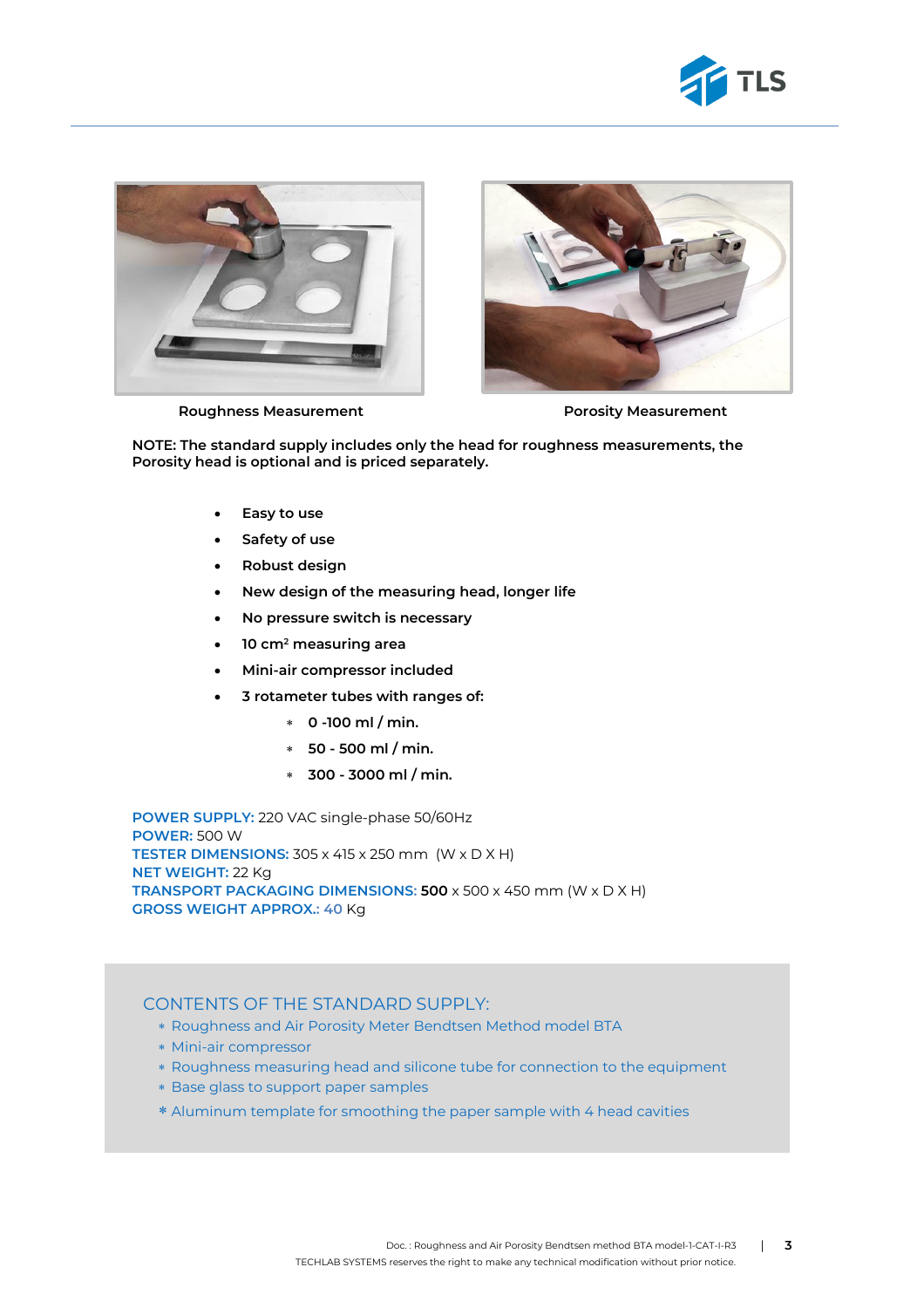Roughness Measurement

Porosity Measurement

**NOTE: The standard supply includes only the head for roughness measurements, the Porosity head is optional and is priced separately.**

- **Easy to use**
- **Safety of use**
- **Robust design**
- **New design of the measuring head, longer life**
- **No pressure switch is necessary**
- **10 cm² measuring area**
- **Mini-air compressor included**
- **3 rotameter tubes with ranges of:**
  - **0 -100 ml / min.**
  - **50 - 500 ml / min.**
  - **300 - 3000 ml / min.**

**POWER SUPPLY:** 220 VAC single-phase 50/60Hz
**POWER:** 500 W
**TESTER DIMENSIONS:** 305 x 415 x 250 mm (W x D X H)
**NET WEIGHT:** 22 Kg
**TRANSPORT PACKAGING DIMENSIONS:** **500** x 500 x 450 mm (W x D X H)
**GROSS WEIGHT APPROX.:** 40 Kg

## CONTENTS OF THE STANDARD SUPPLY:

* Roughness and Air Porosity Meter Bendtsen Method model BTA
* Mini-air compressor
* Roughness measuring head and silicone tube for connection to the equipment
* Base glass to support paper samples
* Aluminum template for smoothing the paper sample with 4 head cavities

Doc. : Roughness and Air Porosity Bendtsen method BTA model-1-CAT-I-R3
TECHLAB SYSTEMS reserves the right to make any technical modification without prior notice.